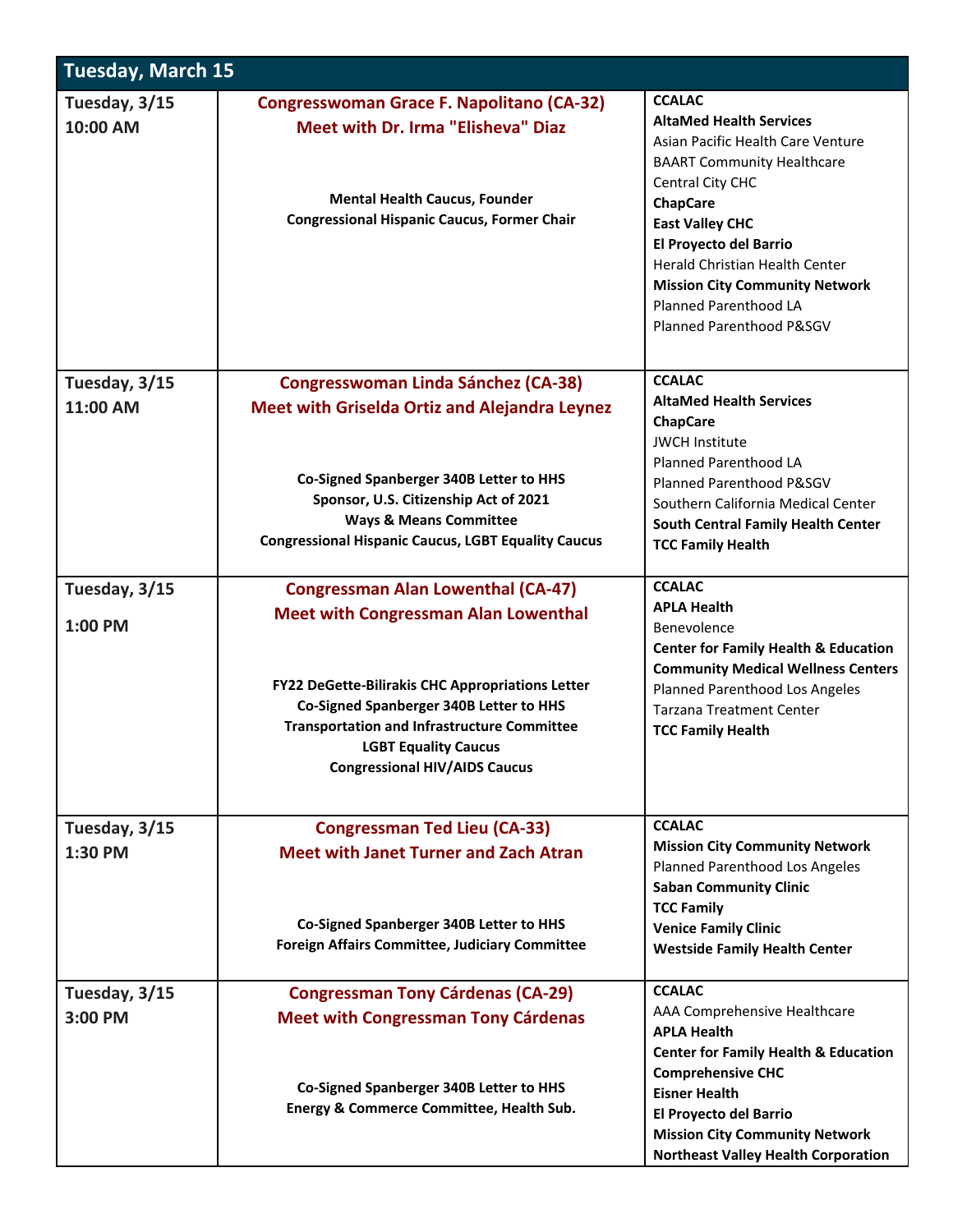| Tuesday, March 15 | | |
|---|---|---|
| **Tuesday, 3/15**<br>**10:00 AM** | **Congresswoman Grace F. Napolitano (CA-32)**<br>**Meet with Dr. Irma "Elisheva" Diaz**<br><br>**Mental Health Caucus, Founder**<br>**Congressional Hispanic Caucus, Former Chair** | **CCALAC**<br>**AltaMed Health Services**<br>Asian Pacific Health Care Venture<br>BAART Community Healthcare<br>Central City CHC<br>**ChapCare**<br>**East Valley CHC**<br>**El Proyecto del Barrio**<br>Herald Christian Health Center<br>**Mission City Community Network**<br>Planned Parenthood LA<br>Planned Parenthood P&SGV |
| **Tuesday, 3/15**<br>**11:00 AM** | **Congresswoman Linda Sánchez (CA-38)**<br>**Meet with Griselda Ortiz and Alejandra Leynez**<br><br>**Co-Signed Spanberger 340B Letter to HHS**<br>**Sponsor, U.S. Citizenship Act of 2021**<br>**Ways & Means Committee**<br>**Congressional Hispanic Caucus, LGBT Equality Caucus** | **CCALAC**<br>**AltaMed Health Services**<br>**ChapCare**<br>JWCH Institute<br>Planned Parenthood LA<br>Planned Parenthood P&SGV<br>Southern California Medical Center<br>**South Central Family Health Center**<br>**TCC Family Health** |
| **Tuesday, 3/15**<br>**1:00 PM** | **Congressman Alan Lowenthal (CA-47)**<br>**Meet with Congressman Alan Lowenthal**<br><br>**FY22 DeGette-Bilirakis CHC Appropriations Letter**<br>**Co-Signed Spanberger 340B Letter to HHS**<br>**Transportation and Infrastructure Committee**<br>**LGBT Equality Caucus**<br>**Congressional HIV/AIDS Caucus** | **CCALAC**<br>**APLA Health**<br>Benevolence<br>**Center for Family Health & Education**<br>**Community Medical Wellness Centers**<br>Planned Parenthood Los Angeles<br>Tarzana Treatment Center<br>**TCC Family Health** |
| **Tuesday, 3/15**<br>**1:30 PM** | **Congressman Ted Lieu (CA-33)**<br>**Meet with Janet Turner and Zach Atran**<br><br>**Co-Signed Spanberger 340B Letter to HHS**<br>**Foreign Affairs Committee, Judiciary Committee** | **CCALAC**<br>**Mission City Community Network**<br>Planned Parenthood Los Angeles<br>**Saban Community Clinic**<br>**TCC Family**<br>**Venice Family Clinic**<br>**Westside Family Health Center** |
| **Tuesday, 3/15**<br>**3:00 PM** | **Congressman Tony Cárdenas (CA-29)**<br>**Meet with Congressman Tony Cárdenas**<br><br>**Co-Signed Spanberger 340B Letter to HHS**<br>**Energy & Commerce Committee, Health Sub.** | **CCALAC**<br>AAA Comprehensive Healthcare<br>**APLA Health**<br>**Center for Family Health & Education**<br>**Comprehensive CHC**<br>**Eisner Health**<br>**El Proyecto del Barrio**<br>**Mission City Community Network**<br>**Northeast Valley Health Corporation** |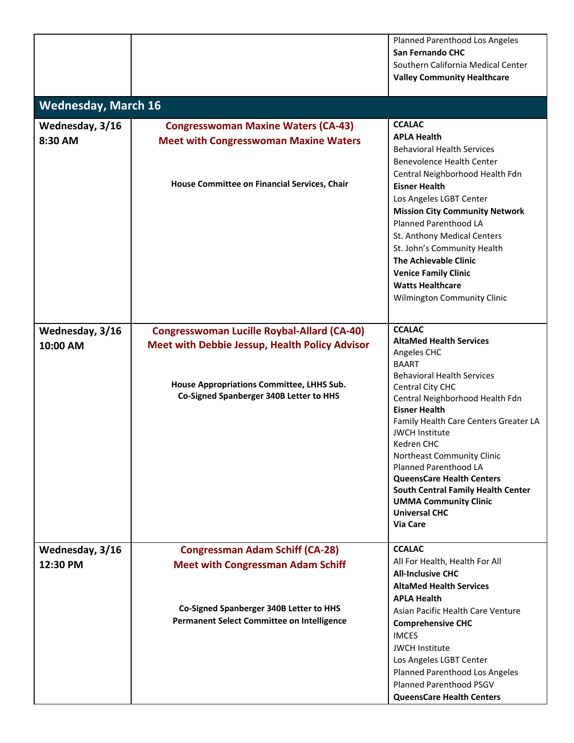| | | |
|---|---|---|
| | | Planned Parenthood Los Angeles<br>**San Fernando CHC**<br>Southern California Medical Center<br>**Valley Community Healthcare** |
| **Wednesday, March 16** | | |
| **Wednesday, 3/16<br>8:30 AM** | **Congresswoman Maxine Waters (CA-43)<br>Meet with Congresswoman Maxine Waters**<br><br>**House Committee on Financial Services, Chair** | **CCALAC**<br>**APLA Health**<br>Behavioral Health Services<br>Benevolence Health Center<br>Central Neighborhood Health Fdn<br>**Eisner Health**<br>Los Angeles LGBT Center<br>**Mission City Community Network**<br>Planned Parenthood LA<br>St. Anthony Medical Centers<br>St. John's Community Health<br>**The Achievable Clinic**<br>**Venice Family Clinic**<br>**Watts Healthcare**<br>Wilmington Community Clinic |
| **Wednesday, 3/16<br>10:00 AM** | **Congresswoman Lucille Roybal-Allard (CA-40)<br>Meet with Debbie Jessup, Health Policy Advisor**<br><br>**House Appropriations Committee, LHHS Sub.<br>Co-Signed Spanberger 340B Letter to HHS** | **CCALAC**<br>**AltaMed Health Services**<br>Angeles CHC<br>BAART<br>Behavioral Health Services<br>Central City CHC<br>Central Neighborhood Health Fdn<br>**Eisner Health**<br>Family Health Care Centers Greater LA<br>JWCH Institute<br>Kedren CHC<br>Northeast Community Clinic<br>Planned Parenthood LA<br>**QueensCare Health Centers**<br>**South Central Family Health Center**<br>**UMMA Community Clinic**<br>**Universal CHC**<br>**Via Care** |
| **Wednesday, 3/16<br>12:30 PM** | **Congressman Adam Schiff (CA-28)<br>Meet with Congressman Adam Schiff**<br><br>**Co-Signed Spanberger 340B Letter to HHS<br>Permanent Select Committee on Intelligence** | **CCALAC**<br>All For Health, Health For All<br>**All-Inclusive CHC**<br>**AltaMed Health Services**<br>**APLA Health**<br>Asian Pacific Health Care Venture<br>**Comprehensive CHC**<br>IMCES<br>JWCH Institute<br>Los Angeles LGBT Center<br>Planned Parenthood Los Angeles<br>Planned Parenthood PSGV<br>**QueensCare Health Centers** |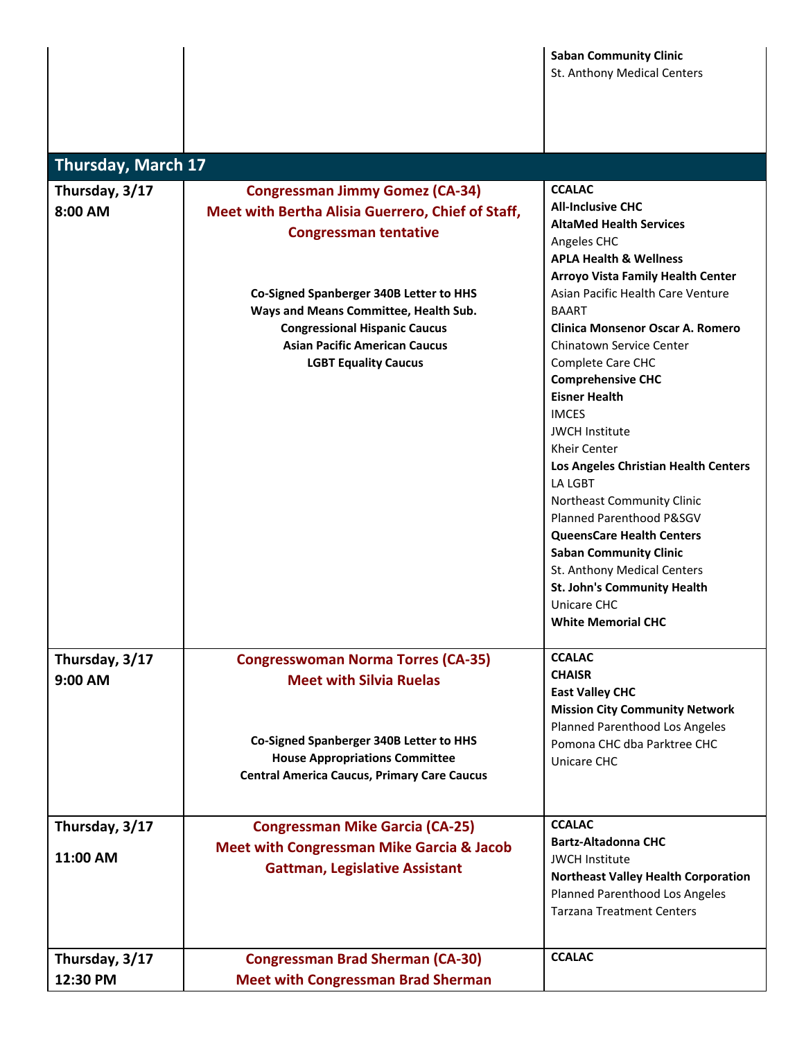| | | **Saban Community Clinic**<br>St. Anthony Medical Centers |
|---|---|---|

## Thursday, March 17

| | | |
|---|---|---|
| **Thursday, 3/17**<br>**8:00 AM** | **Congressman Jimmy Gomez (CA-34)**<br>**Meet with Bertha Alisia Guerrero, Chief of Staff, Congressman tentative**<br><br>**Co-Signed Spanberger 340B Letter to HHS**<br>**Ways and Means Committee, Health Sub.**<br>**Congressional Hispanic Caucus**<br>**Asian Pacific American Caucus**<br>**LGBT Equality Caucus** | **CCALAC**<br>**All-Inclusive CHC**<br>**AltaMed Health Services**<br>Angeles CHC<br>**APLA Health & Wellness**<br>**Arroyo Vista Family Health Center**<br>Asian Pacific Health Care Venture<br>BAART<br>**Clinica Monsenor Oscar A. Romero**<br>Chinatown Service Center<br>Complete Care CHC<br>**Comprehensive CHC**<br>**Eisner Health**<br>IMCES<br>JWCH Institute<br>Kheir Center<br>**Los Angeles Christian Health Centers**<br>LA LGBT<br>Northeast Community Clinic<br>Planned Parenthood P&SGV<br>**QueensCare Health Centers**<br>**Saban Community Clinic**<br>St. Anthony Medical Centers<br>**St. John's Community Health**<br>Unicare CHC<br>**White Memorial CHC** |
| **Thursday, 3/17**<br>**9:00 AM** | **Congresswoman Norma Torres (CA-35)**<br>**Meet with Silvia Ruelas**<br><br>**Co-Signed Spanberger 340B Letter to HHS**<br>**House Appropriations Committee**<br>**Central America Caucus, Primary Care Caucus** | **CCALAC**<br>**CHAISR**<br>**East Valley CHC**<br>**Mission City Community Network**<br>Planned Parenthood Los Angeles<br>Pomona CHC dba Parktree CHC<br>Unicare CHC |
| **Thursday, 3/17**<br>**11:00 AM** | **Congressman Mike Garcia (CA-25)**<br>**Meet with Congressman Mike Garcia & Jacob Gattman, Legislative Assistant** | **CCALAC**<br>**Bartz-Altadonna CHC**<br>JWCH Institute<br>**Northeast Valley Health Corporation**<br>Planned Parenthood Los Angeles<br>Tarzana Treatment Centers |
| **Thursday, 3/17**<br>**12:30 PM** | **Congressman Brad Sherman (CA-30)**<br>**Meet with Congressman Brad Sherman** | **CCALAC** |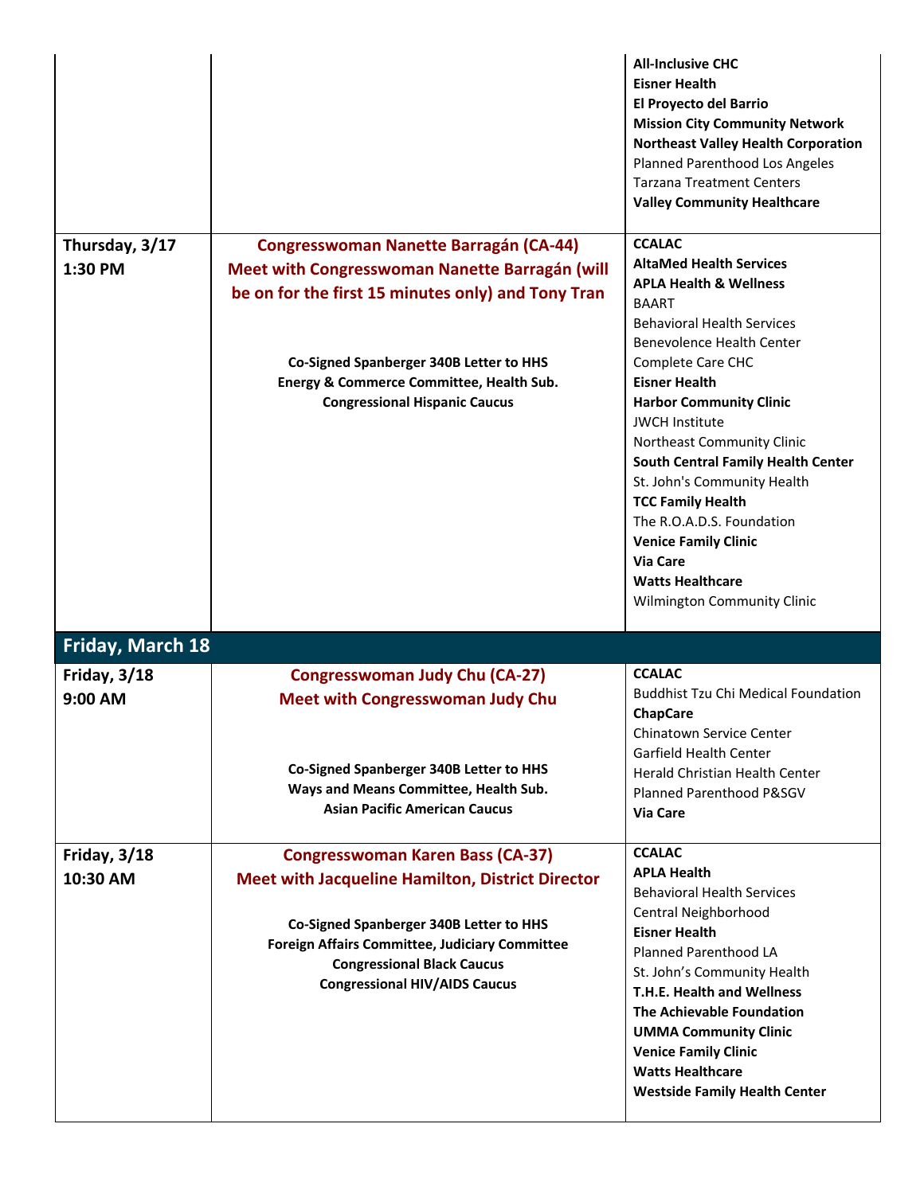| | | |
|---|---|---|
| | | **All-Inclusive CHC**<br>**Eisner Health**<br>**El Proyecto del Barrio**<br>**Mission City Community Network**<br>**Northeast Valley Health Corporation**<br>Planned Parenthood Los Angeles<br>Tarzana Treatment Centers<br>**Valley Community Healthcare** |
| **Thursday, 3/17**<br>**1:30 PM** | **Congresswoman Nanette Barragán (CA-44)**<br>**Meet with Congresswoman Nanette Barragán (will be on for the first 15 minutes only) and Tony Tran**<br><br>**Co-Signed Spanberger 340B Letter to HHS**<br>**Energy & Commerce Committee, Health Sub.**<br>**Congressional Hispanic Caucus** | **CCALAC**<br>**AltaMed Health Services**<br>**APLA Health & Wellness**<br>BAART<br>Behavioral Health Services<br>Benevolence Health Center<br>Complete Care CHC<br>**Eisner Health**<br>**Harbor Community Clinic**<br>JWCH Institute<br>Northeast Community Clinic<br>**South Central Family Health Center**<br>St. John's Community Health<br>**TCC Family Health**<br>The R.O.A.D.S. Foundation<br>**Venice Family Clinic**<br>**Via Care**<br>**Watts Healthcare**<br>Wilmington Community Clinic |
| **Friday, March 18** | | |
| **Friday, 3/18**<br>**9:00 AM** | **Congresswoman Judy Chu (CA-27)**<br>**Meet with Congresswoman Judy Chu**<br><br>**Co-Signed Spanberger 340B Letter to HHS**<br>**Ways and Means Committee, Health Sub.**<br>**Asian Pacific American Caucus** | **CCALAC**<br>Buddhist Tzu Chi Medical Foundation<br>**ChapCare**<br>Chinatown Service Center<br>Garfield Health Center<br>Herald Christian Health Center<br>Planned Parenthood P&SGV<br>**Via Care** |
| **Friday, 3/18**<br>**10:30 AM** | **Congresswoman Karen Bass (CA-37)**<br>**Meet with Jacqueline Hamilton, District Director**<br><br>**Co-Signed Spanberger 340B Letter to HHS**<br>**Foreign Affairs Committee, Judiciary Committee**<br>**Congressional Black Caucus**<br>**Congressional HIV/AIDS Caucus** | **CCALAC**<br>**APLA Health**<br>Behavioral Health Services<br>Central Neighborhood<br>**Eisner Health**<br>Planned Parenthood LA<br>St. John's Community Health<br>**T.H.E. Health and Wellness**<br>**The Achievable Foundation**<br>**UMMA Community Clinic**<br>**Venice Family Clinic**<br>**Watts Healthcare**<br>**Westside Family Health Center** |